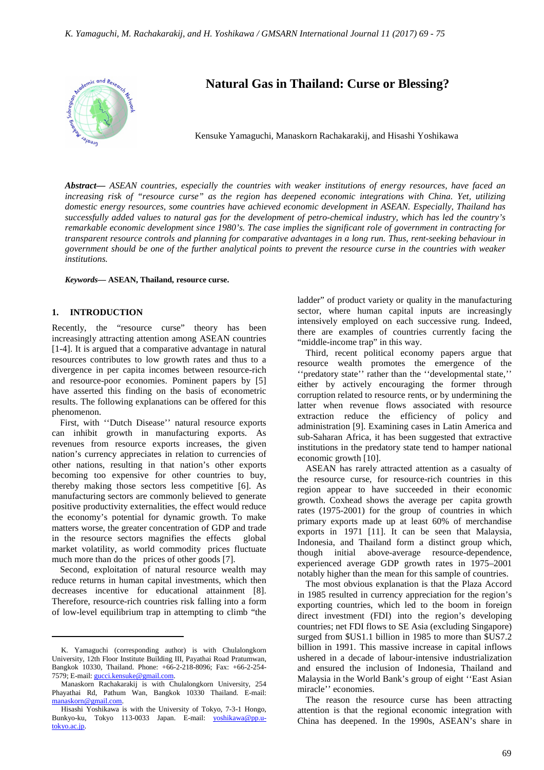# Natural Gas in Thailand: Curse or Blessing?

Kensuke Yamaguchi, Manaskorn Rachakarakij, and Hisashi Yoshikawa

***Abstract***— *ASEAN countries, especially the countries with weaker institutions of energy resources, have faced an increasing risk of "resource curse" as the region has deepened economic integrations with China. Yet, utilizing domestic energy resources, some countries have achieved economic development in ASEAN. Especially, Thailand has successfully added values to natural gas for the development of petro-chemical industry, which has led the country's remarkable economic development since 1980's. The case implies the significant role of government in contracting for transparent resource controls and planning for comparative advantages in a long run. Thus, rent-seeking behaviour in government should be one of the further analytical points to prevent the resource curse in the countries with weaker institutions.*

***Keywords***— **ASEAN, Thailand, resource curse.**

## 1. INTRODUCTION

Recently, the "resource curse" theory has been increasingly attracting attention among ASEAN countries [1-4]. It is argued that a comparative advantage in natural resources contributes to low growth rates and thus to a divergence in per capita incomes between resource-rich and resource-poor economies. Pominent papers by [5] have asserted this finding on the basis of econometric results. The following explanations can be offered for this phenomenon.

First, with ''Dutch Disease'' natural resource exports can inhibit growth in manufacturing exports. As revenues from resource exports increases, the given nation's currency appreciates in relation to currencies of other nations, resulting in that nation's other exports becoming too expensive for other countries to buy, thereby making those sectors less competitive [6]. As manufacturing sectors are commonly believed to generate positive productivity externalities, the effect would reduce the economy's potential for dynamic growth. To make matters worse, the greater concentration of GDP and trade in the resource sectors magnifies the effects global market volatility, as world commodity prices fluctuate much more than do the prices of other goods [7].

Second, exploitation of natural resource wealth may reduce returns in human capital investments, which then decreases incentive for educational attainment [8]. Therefore, resource-rich countries risk falling into a form of low-level equilibrium trap in attempting to climb "the ladder" of product variety or quality in the manufacturing sector, where human capital inputs are increasingly intensively employed on each successive rung. Indeed, there are examples of countries currently facing the "middle-income trap" in this way.

Third, recent political economy papers argue that resource wealth promotes the emergence of the ''predatory state'' rather than the ''developmental state,'' either by actively encouraging the former through corruption related to resource rents, or by undermining the latter when revenue flows associated with resource extraction reduce the efficiency of policy and administration [9]. Examining cases in Latin America and sub-Saharan Africa, it has been suggested that extractive institutions in the predatory state tend to hamper national economic growth [10].

ASEAN has rarely attracted attention as a casualty of the resource curse, for resource-rich countries in this region appear to have succeeded in their economic growth. Coxhead shows the average per capita growth rates (1975-2001) for the group of countries in which primary exports made up at least 60% of merchandise exports in 1971 [11]. It can be seen that Malaysia, Indonesia, and Thailand form a distinct group which, though initial above-average resource-dependence, experienced average GDP growth rates in 1975–2001 notably higher than the mean for this sample of countries.

The most obvious explanation is that the Plaza Accord in 1985 resulted in currency appreciation for the region's exporting countries, which led to the boom in foreign direct investment (FDI) into the region's developing countries; net FDI flows to SE Asia (excluding Singapore) surged from $US1.1 billion in 1985 to more than $US7.2 billion in 1991. This massive increase in capital inflows ushered in a decade of labour-intensive industrialization and ensured the inclusion of Indonesia, Thailand and Malaysia in the World Bank's group of eight ''East Asian miracle'' economies.

The reason the resource curse has been attracting attention is that the regional economic integration with China has deepened. In the 1990s, ASEAN's share in

---

K. Yamaguchi (corresponding author) is with Chulalongkorn University, 12th Floor Institute Building III, Payathai Road Pratumwan, Bangkok 10330, Thailand. Phone: +66-2-218-8096; Fax: +66-2-254-7579; E-mail: gucci.kensuke@gmail.com.

Manaskorn Rachakarakij is with Chulalongkorn University, 254 Phayathai Rd, Pathum Wan, Bangkok 10330 Thailand. E-mail: manaskorn@gmail.com.

Hisashi Yoshikawa is with the University of Tokyo, 7-3-1 Hongo, Bunkyo-ku, Tokyo 113-0033 Japan. E-mail: yoshikawa@pp.u-tokyo.ac.jp.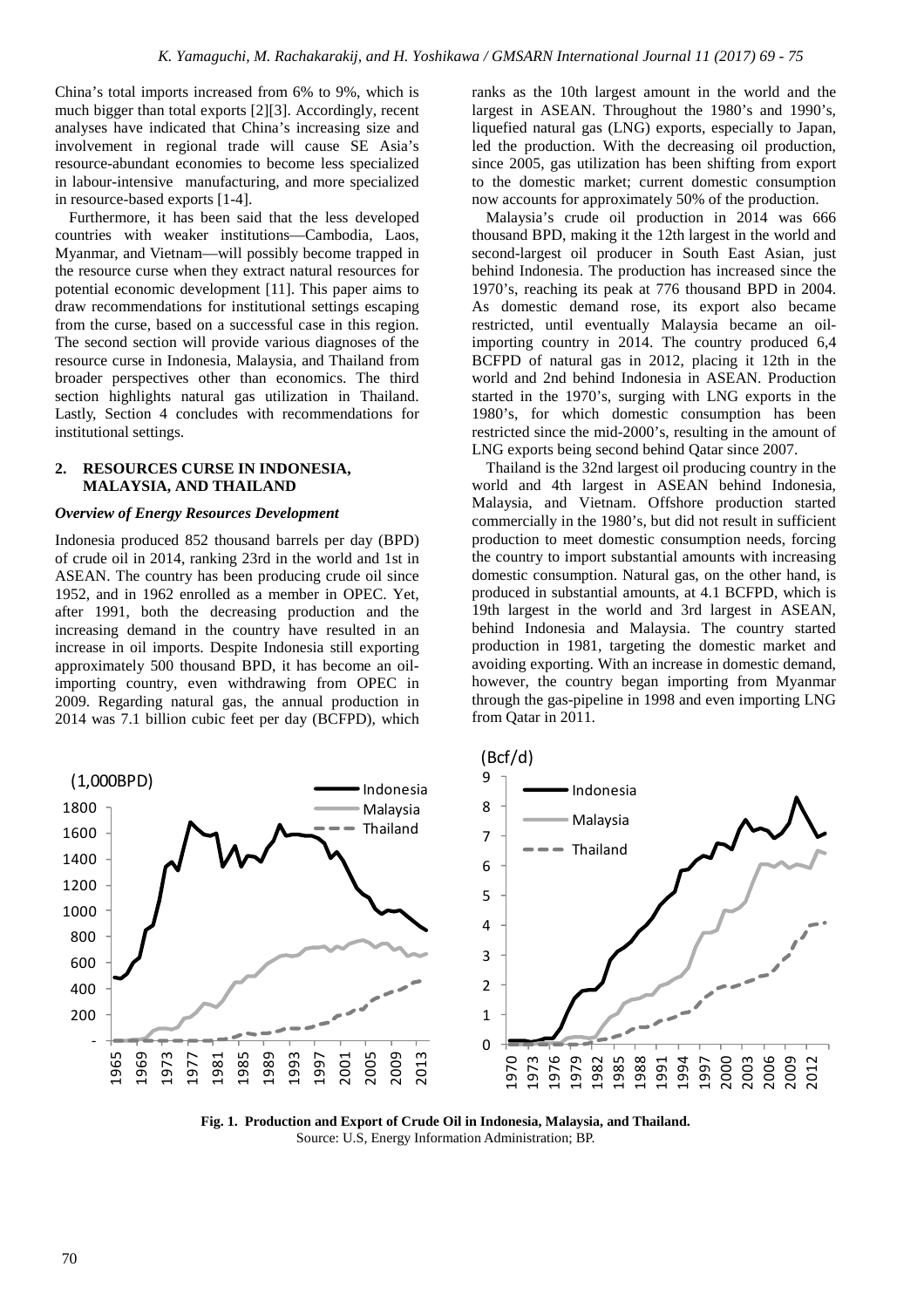China's total imports increased from 6% to 9%, which is much bigger than total exports [2][3]. Accordingly, recent analyses have indicated that China's increasing size and involvement in regional trade will cause SE Asia's resource-abundant economies to become less specialized in labour-intensive manufacturing, and more specialized in resource-based exports [1-4].

Furthermore, it has been said that the less developed countries with weaker institutions—Cambodia, Laos, Myanmar, and Vietnam—will possibly become trapped in the resource curse when they extract natural resources for potential economic development [11]. This paper aims to draw recommendations for institutional settings escaping from the curse, based on a successful case in this region. The second section will provide various diagnoses of the resource curse in Indonesia, Malaysia, and Thailand from broader perspectives other than economics. The third section highlights natural gas utilization in Thailand. Lastly, Section 4 concludes with recommendations for institutional settings.

## 2. RESOURCES CURSE IN INDONESIA, MALAYSIA, AND THAILAND

### *Overview of Energy Resources Development*

Indonesia produced 852 thousand barrels per day (BPD) of crude oil in 2014, ranking 23rd in the world and 1st in ASEAN. The country has been producing crude oil since 1952, and in 1962 enrolled as a member in OPEC. Yet, after 1991, both the decreasing production and the increasing demand in the country have resulted in an increase in oil imports. Despite Indonesia still exporting approximately 500 thousand BPD, it has become an oil-importing country, even withdrawing from OPEC in 2009. Regarding natural gas, the annual production in 2014 was 7.1 billion cubic feet per day (BCFPD), which ranks as the 10th largest amount in the world and the largest in ASEAN. Throughout the 1980's and 1990's, liquefied natural gas (LNG) exports, especially to Japan, led the production. With the decreasing oil production, since 2005, gas utilization has been shifting from export to the domestic market; current domestic consumption now accounts for approximately 50% of the production.

Malaysia's crude oil production in 2014 was 666 thousand BPD, making it the 12th largest in the world and second-largest oil producer in South East Asian, just behind Indonesia. The production has increased since the 1970's, reaching its peak at 776 thousand BPD in 2004. As domestic demand rose, its export also became restricted, until eventually Malaysia became an oil-importing country in 2014. The country produced 6,4 BCFPD of natural gas in 2012, placing it 12th in the world and 2nd behind Indonesia in ASEAN. Production started in the 1970's, surging with LNG exports in the 1980's, for which domestic consumption has been restricted since the mid-2000's, resulting in the amount of LNG exports being second behind Qatar since 2007.

Thailand is the 32nd largest oil producing country in the world and 4th largest in ASEAN behind Indonesia, Malaysia, and Vietnam. Offshore production started commercially in the 1980's, but did not result in sufficient production to meet domestic consumption needs, forcing the country to import substantial amounts with increasing domestic consumption. Natural gas, on the other hand, is produced in substantial amounts, at 4.1 BCFPD, which is 19th largest in the world and 3rd largest in ASEAN, behind Indonesia and Malaysia. The country started production in 1981, targeting the domestic market and avoiding exporting. With an increase in domestic demand, however, the country began importing from Myanmar through the gas-pipeline in 1998 and even importing LNG from Qatar in 2011.

**Fig. 1. Production and Export of Crude Oil in Indonesia, Malaysia, and Thailand.**
Source: U.S, Energy Information Administration; BP.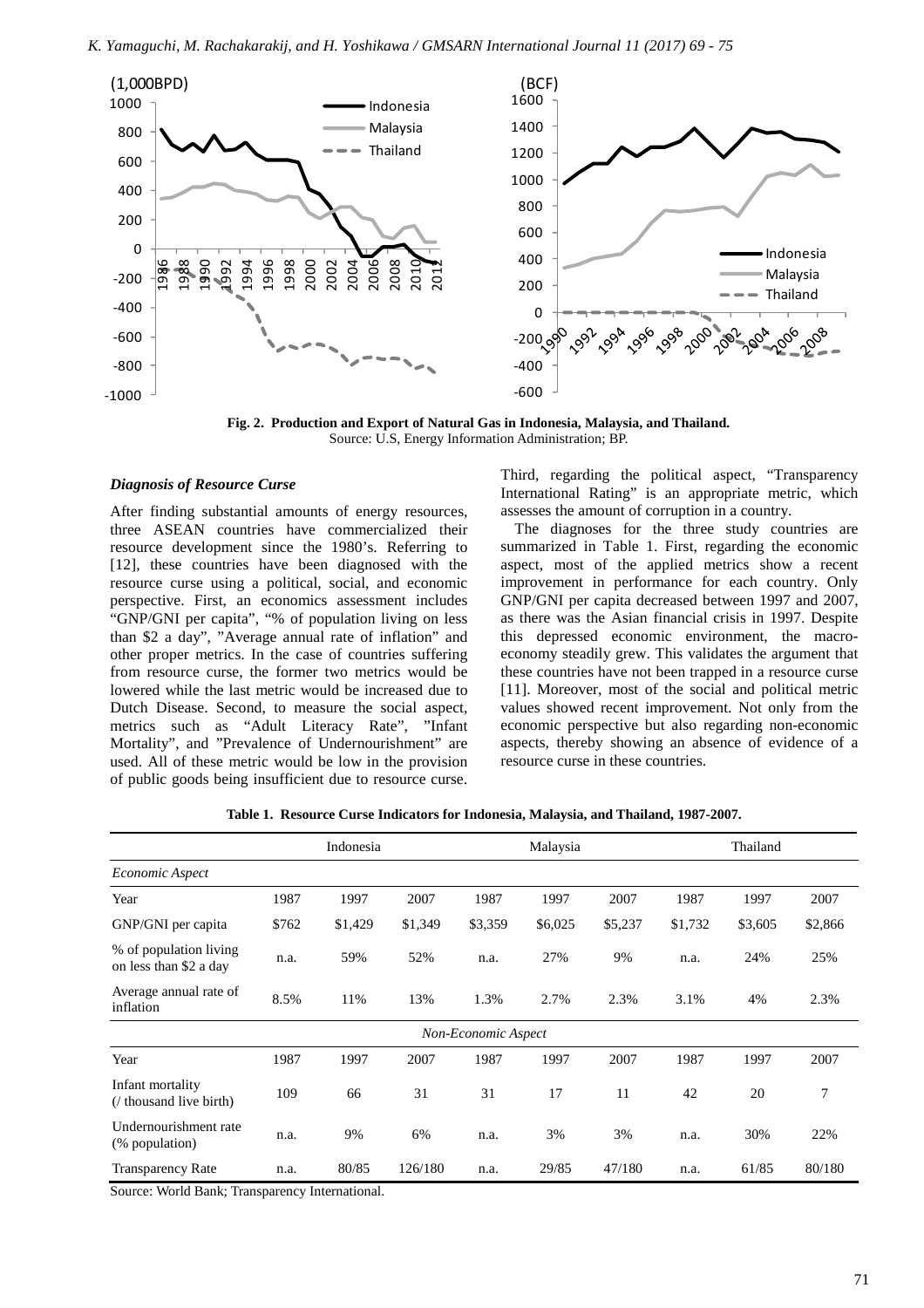Fig. 2. Production and Export of Natural Gas in Indonesia, Malaysia, and Thailand.
Source: U.S, Energy Information Administration; BP.

### *Diagnosis of Resource Curse*

After finding substantial amounts of energy resources, three ASEAN countries have commercialized their resource development since the 1980's. Referring to [12], these countries have been diagnosed with the resource curse using a political, social, and economic perspective. First, an economics assessment includes "GNP/GNI per capita", "% of population living on less than $2 a day", "Average annual rate of inflation" and other proper metrics. In the case of countries suffering from resource curse, the former two metrics would be lowered while the last metric would be increased due to Dutch Disease. Second, to measure the social aspect, metrics such as "Adult Literacy Rate", "Infant Mortality", and "Prevalence of Undernourishment" are used. All of these metric would be low in the provision of public goods being insufficient due to resource curse. Third, regarding the political aspect, "Transparency International Rating" is an appropriate metric, which assesses the amount of corruption in a country.

The diagnoses for the three study countries are summarized in Table 1. First, regarding the economic aspect, most of the applied metrics show a recent improvement in performance for each country. Only GNP/GNI per capita decreased between 1997 and 2007, as there was the Asian financial crisis in 1997. Despite this depressed economic environment, the macro-economy steadily grew. This validates the argument that these countries have not been trapped in a resource curse [11]. Moreover, most of the social and political metric values showed recent improvement. Not only from the economic perspective but also regarding non-economic aspects, thereby showing an absence of evidence of a resource curse in these countries.

**Table 1. Resource Curse Indicators for Indonesia, Malaysia, and Thailand, 1987-2007.**

| | Indonesia | | | Malaysia | | | Thailand | | |
|---|---|---|---|---|---|---|---|---|---|
| *Economic Aspect* | | | | | | | | | |
| Year | 1987 | 1997 | 2007 | 1987 | 1997 | 2007 | 1987 | 1997 | 2007 |
| GNP/GNI per capita | $762 | $1,429 | $1,349 | $3,359 | $6,025 | $5,237 | $1,732 | $3,605 | $2,866 |
| % of population living on less than $2 a day | n.a. | 59% | 52% | n.a. | 27% | 9% | n.a. | 24% | 25% |
| Average annual rate of inflation | 8.5% | 11% | 13% | 1.3% | 2.7% | 2.3% | 3.1% | 4% | 2.3% |
| *Non-Economic Aspect* | | | | | | | | | |
| Year | 1987 | 1997 | 2007 | 1987 | 1997 | 2007 | 1987 | 1997 | 2007 |
| Infant mortality (/ thousand live birth) | 109 | 66 | 31 | 31 | 17 | 11 | 42 | 20 | 7 |
| Undernourishment rate (% population) | n.a. | 9% | 6% | n.a. | 3% | 3% | n.a. | 30% | 22% |
| Transparency Rate | n.a. | 80/85 | 126/180 | n.a. | 29/85 | 47/180 | n.a. | 61/85 | 80/180 |

Source: World Bank; Transparency International.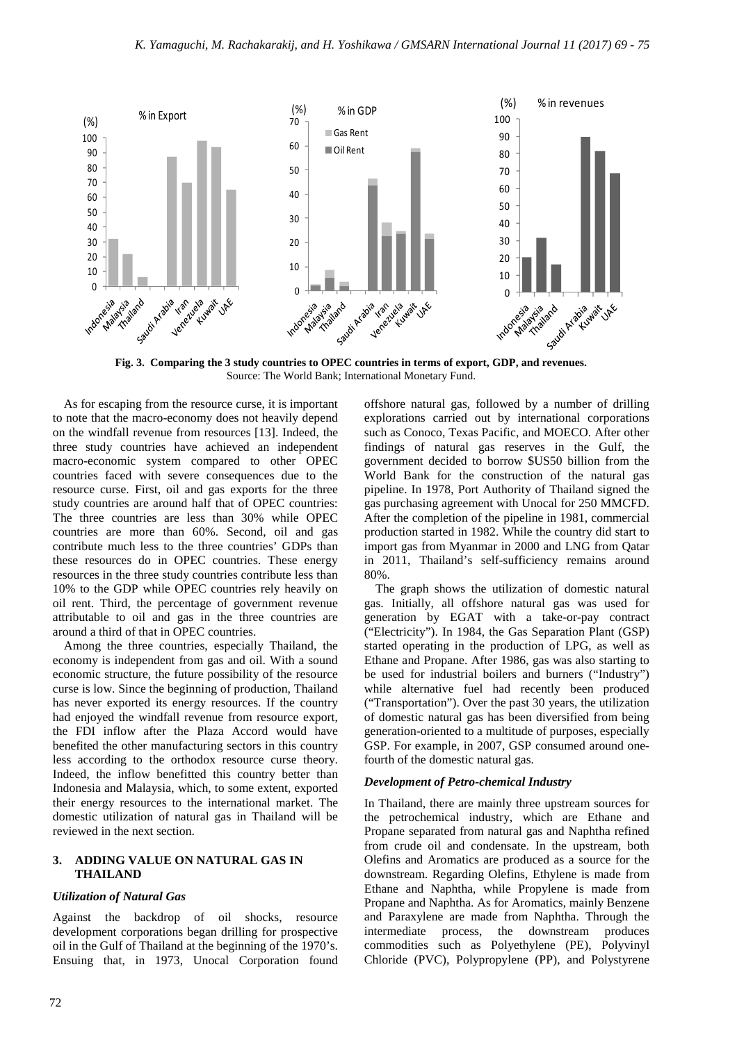Fig. 3. Comparing the 3 study countries to OPEC countries in terms of export, GDP, and revenues.
Source: The World Bank; International Monetary Fund.

As for escaping from the resource curse, it is important to note that the macro-economy does not heavily depend on the windfall revenue from resources [13]. Indeed, the three study countries have achieved an independent macro-economic system compared to other OPEC countries faced with severe consequences due to the resource curse. First, oil and gas exports for the three study countries are around half that of OPEC countries: The three countries are less than 30% while OPEC countries are more than 60%. Second, oil and gas contribute much less to the three countries' GDPs than these resources do in OPEC countries. These energy resources in the three study countries contribute less than 10% to the GDP while OPEC countries rely heavily on oil rent. Third, the percentage of government revenue attributable to oil and gas in the three countries are around a third of that in OPEC countries.

Among the three countries, especially Thailand, the economy is independent from gas and oil. With a sound economic structure, the future possibility of the resource curse is low. Since the beginning of production, Thailand has never exported its energy resources. If the country had enjoyed the windfall revenue from resource export, the FDI inflow after the Plaza Accord would have benefited the other manufacturing sectors in this country less according to the orthodox resource curse theory. Indeed, the inflow benefitted this country better than Indonesia and Malaysia, which, to some extent, exported their energy resources to the international market. The domestic utilization of natural gas in Thailand will be reviewed in the next section.

## 3. ADDING VALUE ON NATURAL GAS IN THAILAND

### *Utilization of Natural Gas*

Against the backdrop of oil shocks, resource development corporations began drilling for prospective oil in the Gulf of Thailand at the beginning of the 1970's. Ensuing that, in 1973, Unocal Corporation found offshore natural gas, followed by a number of drilling explorations carried out by international corporations such as Conoco, Texas Pacific, and MOECO. After other findings of natural gas reserves in the Gulf, the government decided to borrow $US50 billion from the World Bank for the construction of the natural gas pipeline. In 1978, Port Authority of Thailand signed the gas purchasing agreement with Unocal for 250 MMCFD. After the completion of the pipeline in 1981, commercial production started in 1982. While the country did start to import gas from Myanmar in 2000 and LNG from Qatar in 2011, Thailand's self-sufficiency remains around 80%.

The graph shows the utilization of domestic natural gas. Initially, all offshore natural gas was used for generation by EGAT with a take-or-pay contract ("Electricity"). In 1984, the Gas Separation Plant (GSP) started operating in the production of LPG, as well as Ethane and Propane. After 1986, gas was also starting to be used for industrial boilers and burners ("Industry") while alternative fuel had recently been produced ("Transportation"). Over the past 30 years, the utilization of domestic natural gas has been diversified from being generation-oriented to a multitude of purposes, especially GSP. For example, in 2007, GSP consumed around one-fourth of the domestic natural gas.

### *Development of Petro-chemical Industry*

In Thailand, there are mainly three upstream sources for the petrochemical industry, which are Ethane and Propane separated from natural gas and Naphtha refined from crude oil and condensate. In the upstream, both Olefins and Aromatics are produced as a source for the downstream. Regarding Olefins, Ethylene is made from Ethane and Naphtha, while Propylene is made from Propane and Naphtha. As for Aromatics, mainly Benzene and Paraxylene are made from Naphtha. Through the intermediate process, the downstream produces commodities such as Polyethylene (PE), Polyvinyl Chloride (PVC), Polypropylene (PP), and Polystyrene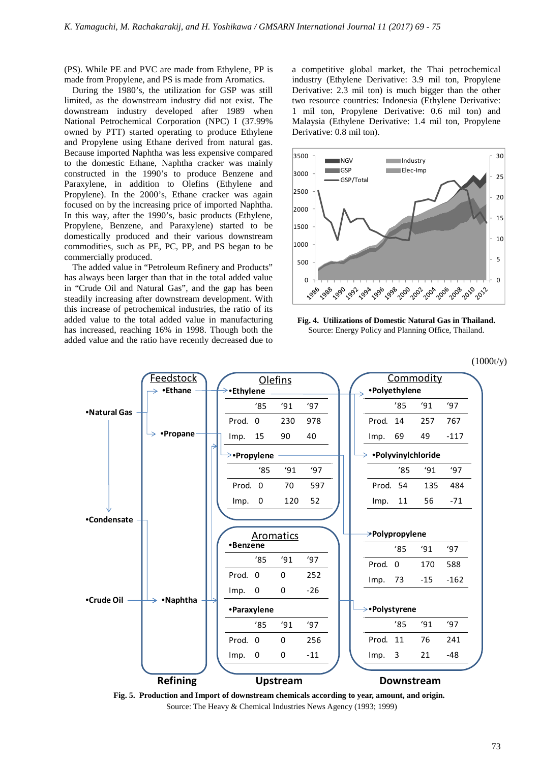(PS). While PE and PVC are made from Ethylene, PP is made from Propylene, and PS is made from Aromatics.

During the 1980's, the utilization for GSP was still limited, as the downstream industry did not exist. The downstream industry developed after 1989 when National Petrochemical Corporation (NPC) I (37.99% owned by PTT) started operating to produce Ethylene and Propylene using Ethane derived from natural gas. Because imported Naphtha was less expensive compared to the domestic Ethane, Naphtha cracker was mainly constructed in the 1990's to produce Benzene and Paraxylene, in addition to Olefins (Ethylene and Propylene). In the 2000's, Ethane cracker was again focused on by the increasing price of imported Naphtha. In this way, after the 1990's, basic products (Ethylene, Propylene, Benzene, and Paraxylene) started to be domestically produced and their various downstream commodities, such as PE, PC, PP, and PS began to be commercially produced.

The added value in "Petroleum Refinery and Products" has always been larger than that in the total added value in "Crude Oil and Natural Gas", and the gap has been steadily increasing after downstream development. With this increase of petrochemical industries, the ratio of its added value to the total added value in manufacturing has increased, reaching 16% in 1998. Though both the added value and the ratio have recently decreased due to a competitive global market, the Thai petrochemical industry (Ethylene Derivative: 3.9 mil ton, Propylene Derivative: 2.3 mil ton) is much bigger than the other two resource countries: Indonesia (Ethylene Derivative: 1 mil ton, Propylene Derivative: 0.6 mil ton) and Malaysia (Ethylene Derivative: 1.4 mil ton, Propylene Derivative: 0.8 mil ton).

**Fig. 4. Utilizations of Domestic Natural Gas in Thailand.**
Source: Energy Policy and Planning Office, Thailand.

(1000t/y)

Feedstock (Refining): Natural Gas → Ethane, Propane; Condensate; Crude Oil → Naphtha

Upstream – Olefins:

| Ethylene | '85 | '91 | '97 |
|---|---|---|---|
| Prod. | 0 | 230 | 978 |
| Imp. | 15 | 90 | 40 |

| Propylene | '85 | '91 | '97 |
|---|---|---|---|
| Prod. | 0 | 70 | 597 |
| Imp. | 0 | 120 | 52 |

Upstream – Aromatics:

| Benzene | '85 | '91 | '97 |
|---|---|---|---|
| Prod. | 0 | 0 | 252 |
| Imp. | 0 | 0 | -26 |

| Paraxylene | '85 | '91 | '97 |
|---|---|---|---|
| Prod. | 0 | 0 | 256 |
| Imp. | 0 | 0 | -11 |

Downstream – Commodity:

| Polyethylene | '85 | '91 | '97 |
|---|---|---|---|
| Prod. | 14 | 257 | 767 |
| Imp. | 69 | 49 | -117 |

| Polyvinylchloride | '85 | '91 | '97 |
|---|---|---|---|
| Prod. | 54 | 135 | 484 |
| Imp. | 11 | 56 | -71 |

| Polypropylene | '85 | '91 | '97 |
|---|---|---|---|
| Prod. | 0 | 170 | 588 |
| Imp. | 73 | -15 | -162 |

| Polystyrene | '85 | '91 | '97 |
|---|---|---|---|
| Prod. | 11 | 76 | 241 |
| Imp. | 3 | 21 | -48 |

**Fig. 5. Production and Import of downstream chemicals according to year, amount, and origin.**
Source: The Heavy & Chemical Industries News Agency (1993; 1999)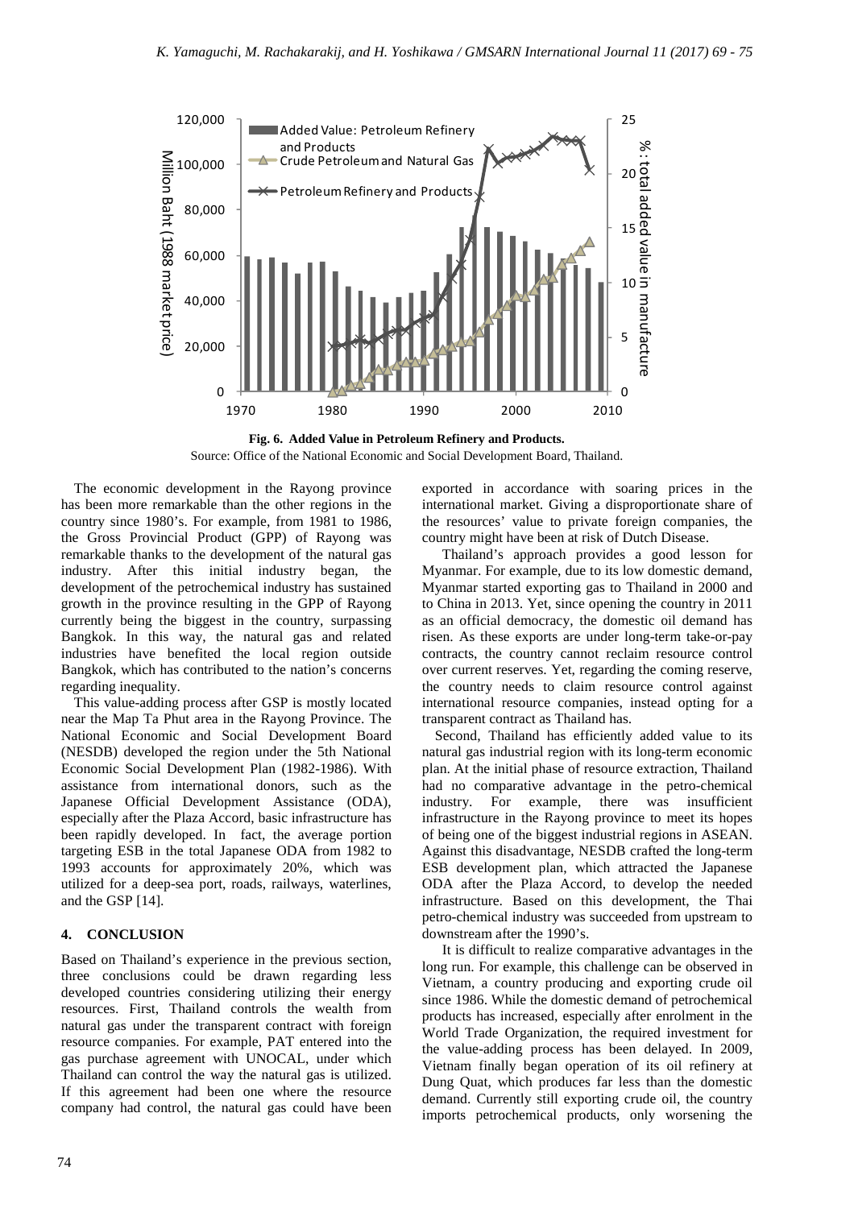Fig. 6. Added Value in Petroleum Refinery and Products.

Source: Office of the National Economic and Social Development Board, Thailand.

The economic development in the Rayong province has been more remarkable than the other regions in the country since 1980's. For example, from 1981 to 1986, the Gross Provincial Product (GPP) of Rayong was remarkable thanks to the development of the natural gas industry. After this initial industry began, the development of the petrochemical industry has sustained growth in the province resulting in the GPP of Rayong currently being the biggest in the country, surpassing Bangkok. In this way, the natural gas and related industries have benefited the local region outside Bangkok, which has contributed to the nation's concerns regarding inequality.

This value-adding process after GSP is mostly located near the Map Ta Phut area in the Rayong Province. The National Economic and Social Development Board (NESDB) developed the region under the 5th National Economic Social Development Plan (1982-1986). With assistance from international donors, such as the Japanese Official Development Assistance (ODA), especially after the Plaza Accord, basic infrastructure has been rapidly developed. In fact, the average portion targeting ESB in the total Japanese ODA from 1982 to 1993 accounts for approximately 20%, which was utilized for a deep-sea port, roads, railways, waterlines, and the GSP [14].

## 4. CONCLUSION

Based on Thailand's experience in the previous section, three conclusions could be drawn regarding less developed countries considering utilizing their energy resources. First, Thailand controls the wealth from natural gas under the transparent contract with foreign resource companies. For example, PAT entered into the gas purchase agreement with UNOCAL, under which Thailand can control the way the natural gas is utilized. If this agreement had been one where the resource company had control, the natural gas could have been exported in accordance with soaring prices in the international market. Giving a disproportionate share of the resources' value to private foreign companies, the country might have been at risk of Dutch Disease.

Thailand's approach provides a good lesson for Myanmar. For example, due to its low domestic demand, Myanmar started exporting gas to Thailand in 2000 and to China in 2013. Yet, since opening the country in 2011 as an official democracy, the domestic oil demand has risen. As these exports are under long-term take-or-pay contracts, the country cannot reclaim resource control over current reserves. Yet, regarding the coming reserve, the country needs to claim resource control against international resource companies, instead opting for a transparent contract as Thailand has.

Second, Thailand has efficiently added value to its natural gas industrial region with its long-term economic plan. At the initial phase of resource extraction, Thailand had no comparative advantage in the petro-chemical industry. For example, there was insufficient infrastructure in the Rayong province to meet its hopes of being one of the biggest industrial regions in ASEAN. Against this disadvantage, NESDB crafted the long-term ESB development plan, which attracted the Japanese ODA after the Plaza Accord, to develop the needed infrastructure. Based on this development, the Thai petro-chemical industry was succeeded from upstream to downstream after the 1990's.

It is difficult to realize comparative advantages in the long run. For example, this challenge can be observed in Vietnam, a country producing and exporting crude oil since 1986. While the domestic demand of petrochemical products has increased, especially after enrolment in the World Trade Organization, the required investment for the value-adding process has been delayed. In 2009, Vietnam finally began operation of its oil refinery at Dung Quat, which produces far less than the domestic demand. Currently still exporting crude oil, the country imports petrochemical products, only worsening the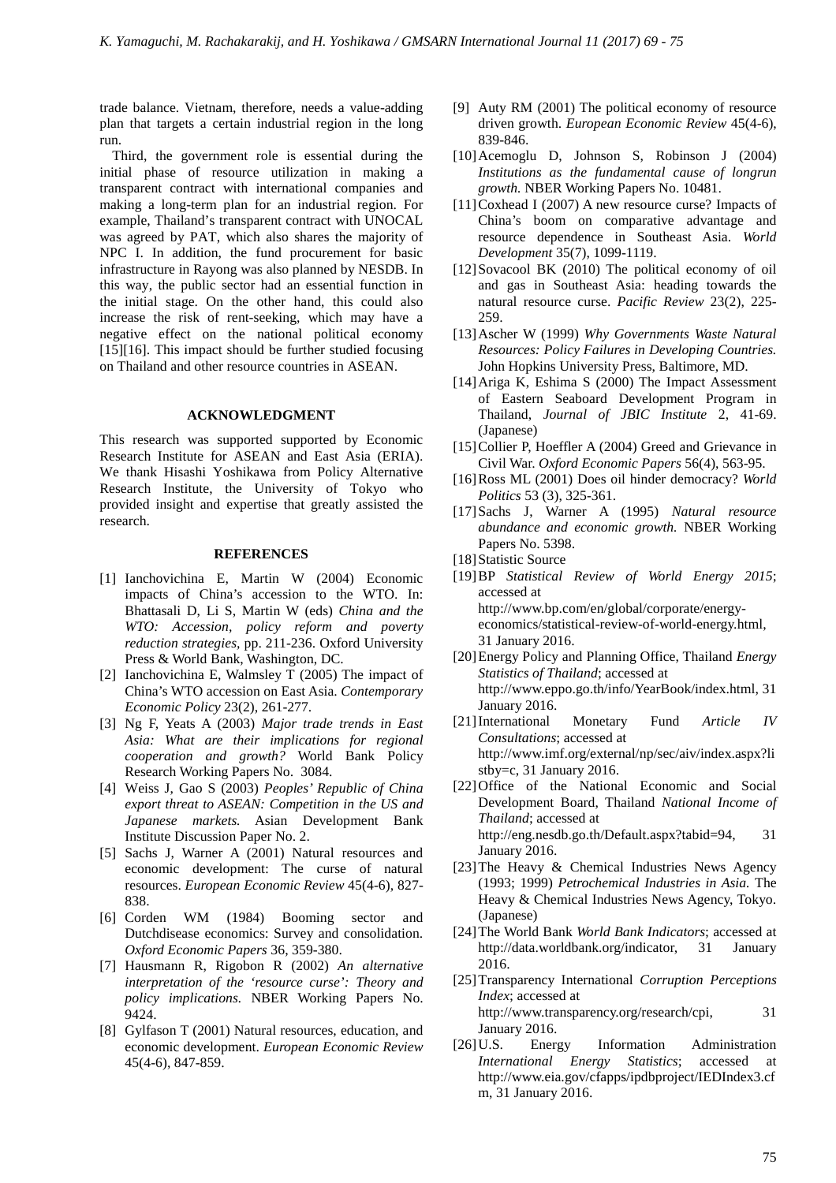trade balance. Vietnam, therefore, needs a value-adding plan that targets a certain industrial region in the long run.

Third, the government role is essential during the initial phase of resource utilization in making a transparent contract with international companies and making a long-term plan for an industrial region. For example, Thailand's transparent contract with UNOCAL was agreed by PAT, which also shares the majority of NPC I. In addition, the fund procurement for basic infrastructure in Rayong was also planned by NESDB. In this way, the public sector had an essential function in the initial stage. On the other hand, this could also increase the risk of rent-seeking, which may have a negative effect on the national political economy [15][16]. This impact should be further studied focusing on Thailand and other resource countries in ASEAN.

## ACKNOWLEDGMENT

This research was supported supported by Economic Research Institute for ASEAN and East Asia (ERIA). We thank Hisashi Yoshikawa from Policy Alternative Research Institute, the University of Tokyo who provided insight and expertise that greatly assisted the research.

## REFERENCES

[1] Ianchovichina E, Martin W (2004) Economic impacts of China's accession to the WTO. In: Bhattasali D, Li S, Martin W (eds) *China and the WTO: Accession, policy reform and poverty reduction strategies,* pp. 211-236. Oxford University Press & World Bank, Washington, DC.

[2] Ianchovichina E, Walmsley T (2005) The impact of China's WTO accession on East Asia. *Contemporary Economic Policy* 23(2), 261-277.

[3] Ng F, Yeats A (2003) *Major trade trends in East Asia: What are their implications for regional cooperation and growth?* World Bank Policy Research Working Papers No. 3084.

[4] Weiss J, Gao S (2003) *Peoples' Republic of China export threat to ASEAN: Competition in the US and Japanese markets.* Asian Development Bank Institute Discussion Paper No. 2.

[5] Sachs J, Warner A (2001) Natural resources and economic development: The curse of natural resources. *European Economic Review* 45(4-6), 827-838.

[6] Corden WM (1984) Booming sector and Dutchdisease economics: Survey and consolidation. *Oxford Economic Papers* 36, 359-380.

[7] Hausmann R, Rigobon R (2002) *An alternative interpretation of the 'resource curse': Theory and policy implications.* NBER Working Papers No. 9424.

[8] Gylfason T (2001) Natural resources, education, and economic development. *European Economic Review* 45(4-6), 847-859.

[9] Auty RM (2001) The political economy of resource driven growth. *European Economic Review* 45(4-6), 839-846.

[10] Acemoglu D, Johnson S, Robinson J (2004) *Institutions as the fundamental cause of longrun growth.* NBER Working Papers No. 10481.

[11] Coxhead I (2007) A new resource curse? Impacts of China's boom on comparative advantage and resource dependence in Southeast Asia. *World Development* 35(7), 1099-1119.

[12] Sovacool BK (2010) The political economy of oil and gas in Southeast Asia: heading towards the natural resource curse. *Pacific Review* 23(2), 225-259.

[13] Ascher W (1999) *Why Governments Waste Natural Resources: Policy Failures in Developing Countries.* John Hopkins University Press, Baltimore, MD.

[14] Ariga K, Eshima S (2000) The Impact Assessment of Eastern Seaboard Development Program in Thailand, *Journal of JBIC Institute* 2, 41-69. (Japanese)

[15] Collier P, Hoeffler A (2004) Greed and Grievance in Civil War. *Oxford Economic Papers* 56(4), 563-95.

[16] Ross ML (2001) Does oil hinder democracy? *World Politics* 53 (3), 325-361.

[17] Sachs J, Warner A (1995) *Natural resource abundance and economic growth.* NBER Working Papers No. 5398.

[18] Statistic Source

[19] BP *Statistical Review of World Energy 2015*; accessed at http://www.bp.com/en/global/corporate/energy-economics/statistical-review-of-world-energy.html, 31 January 2016.

[20] Energy Policy and Planning Office, Thailand *Energy Statistics of Thailand*; accessed at http://www.eppo.go.th/info/YearBook/index.html, 31 January 2016.

[21] International Monetary Fund *Article IV Consultations*; accessed at http://www.imf.org/external/np/sec/aiv/index.aspx?listby=c, 31 January 2016.

[22] Office of the National Economic and Social Development Board, Thailand *National Income of Thailand*; accessed at http://eng.nesdb.go.th/Default.aspx?tabid=94, 31 January 2016.

[23] The Heavy & Chemical Industries News Agency (1993; 1999) *Petrochemical Industries in Asia.* The Heavy & Chemical Industries News Agency, Tokyo. (Japanese)

[24] The World Bank *World Bank Indicators*; accessed at http://data.worldbank.org/indicator, 31 January 2016.

[25] Transparency International *Corruption Perceptions Index*; accessed at http://www.transparency.org/research/cpi, 31 January 2016.

[26] U.S. Energy Information Administration *International Energy Statistics*; accessed at http://www.eia.gov/cfapps/ipdbproject/IEDIndex3.cfm, 31 January 2016.